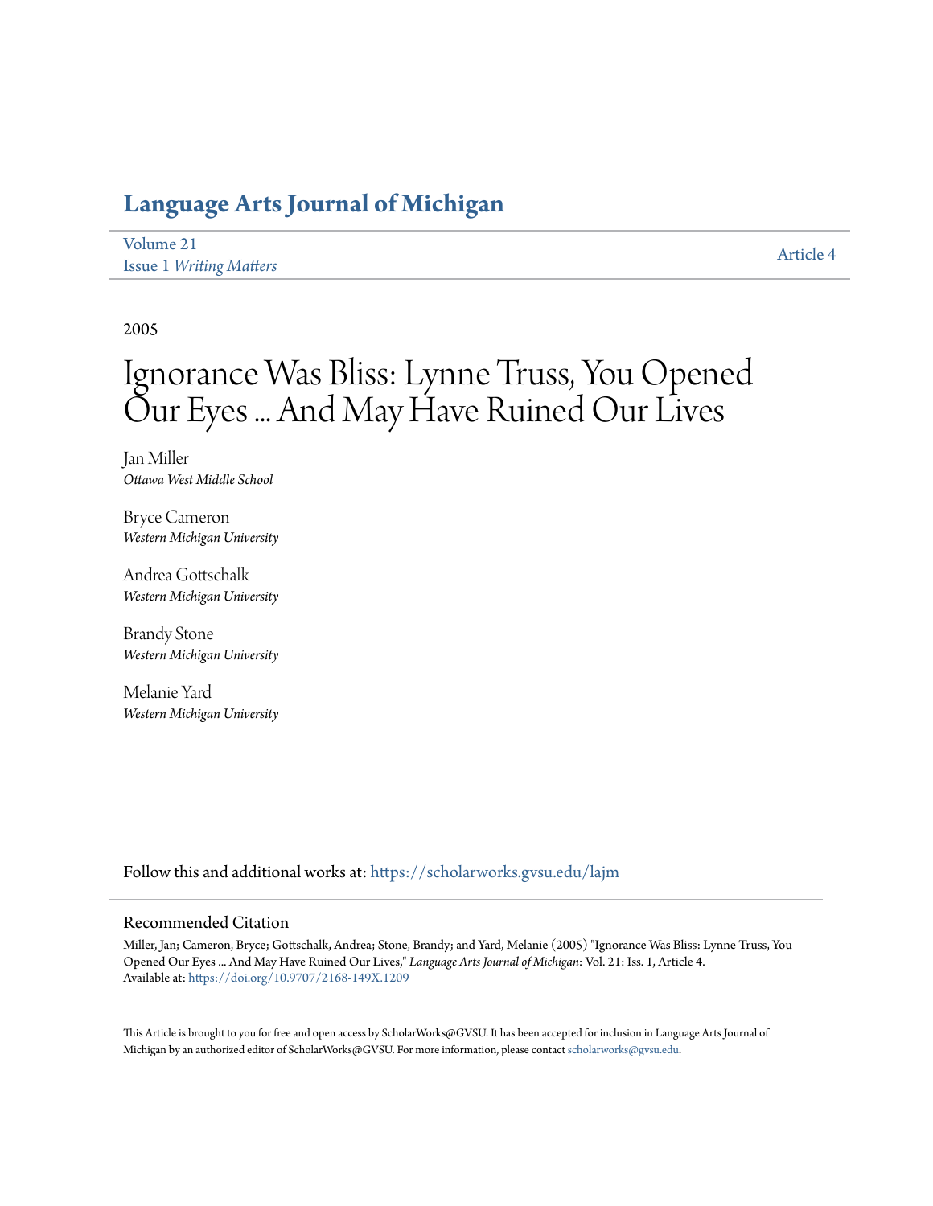# Language Arts Journal of Michigan

Volume 21
Issue 1 *Writing Matters*

Article 4

2005

# Ignorance Was Bliss: Lynne Truss, You Opened Our Eyes ... And May Have Ruined Our Lives

Jan Miller
*Ottawa West Middle School*

Bryce Cameron
*Western Michigan University*

Andrea Gottschalk
*Western Michigan University*

Brandy Stone
*Western Michigan University*

Melanie Yard
*Western Michigan University*

Follow this and additional works at: https://scholarworks.gvsu.edu/lajm

## Recommended Citation

Miller, Jan; Cameron, Bryce; Gottschalk, Andrea; Stone, Brandy; and Yard, Melanie (2005) "Ignorance Was Bliss: Lynne Truss, You Opened Our Eyes ... And May Have Ruined Our Lives," *Language Arts Journal of Michigan*: Vol. 21: Iss. 1, Article 4.
Available at: https://doi.org/10.9707/2168-149X.1209

This Article is brought to you for free and open access by ScholarWorks@GVSU. It has been accepted for inclusion in Language Arts Journal of Michigan by an authorized editor of ScholarWorks@GVSU. For more information, please contact scholarworks@gvsu.edu.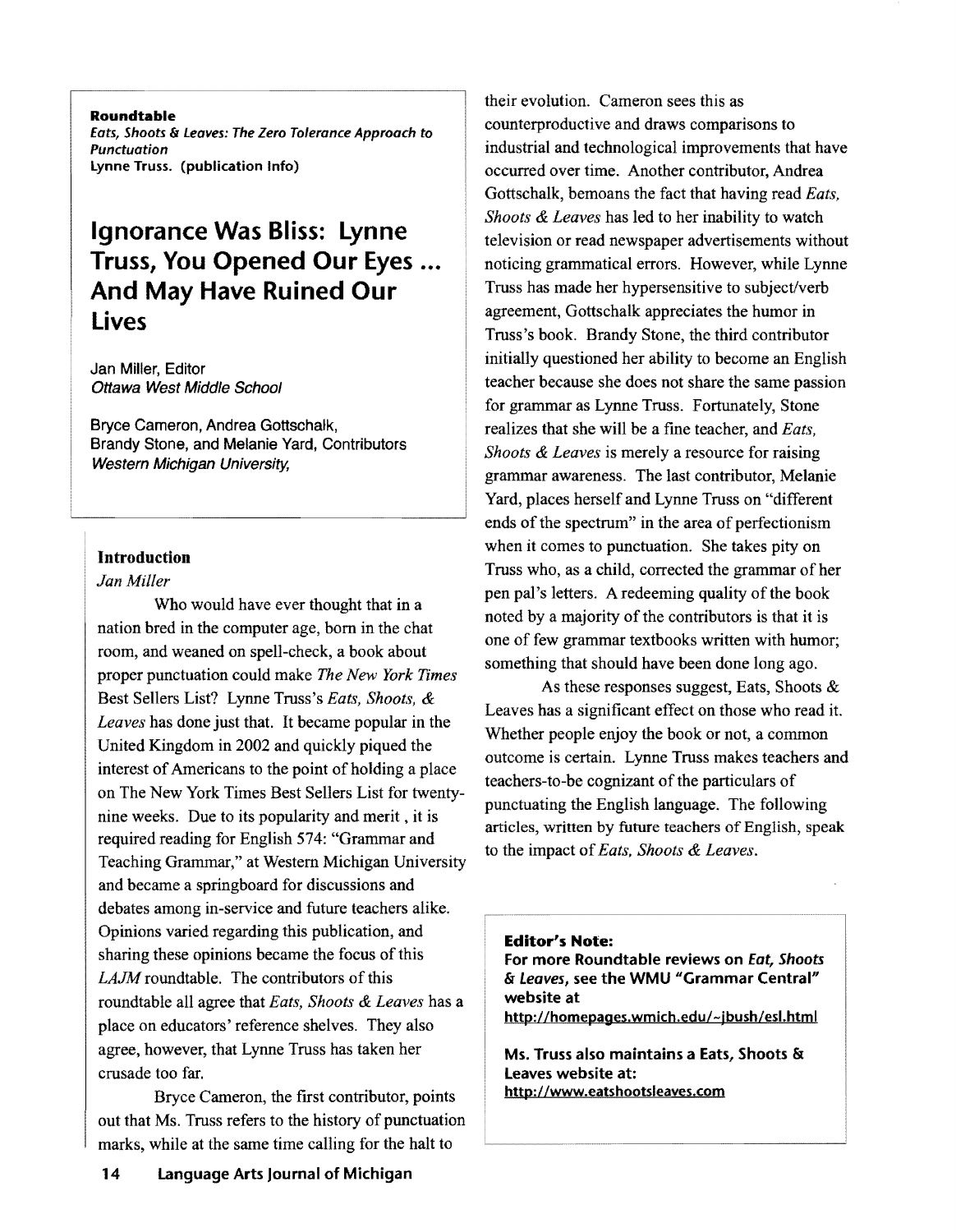**Roundtable**
*Eats, Shoots & Leaves: The Zero Tolerance Approach to Punctuation*
Lynne Truss. (publication Info)

# Ignorance Was Bliss: Lynne Truss, You Opened Our Eyes ... And May Have Ruined Our Lives

Jan Miller, Editor
*Ottawa West Middle School*

Bryce Cameron, Andrea Gottschalk, Brandy Stone, and Melanie Yard, Contributors
*Western Michigan University,*

## Introduction

*Jan Miller*

Who would have ever thought that in a nation bred in the computer age, born in the chat room, and weaned on spell-check, a book about proper punctuation could make *The New York Times* Best Sellers List? Lynne Truss's *Eats, Shoots, & Leaves* has done just that. It became popular in the United Kingdom in 2002 and quickly piqued the interest of Americans to the point of holding a place on The New York Times Best Sellers List for twenty-nine weeks. Due to its popularity and merit , it is required reading for English 574: "Grammar and Teaching Grammar," at Western Michigan University and became a springboard for discussions and debates among in-service and future teachers alike. Opinions varied regarding this publication, and sharing these opinions became the focus of this *LAJM* roundtable. The contributors of this roundtable all agree that *Eats, Shoots & Leaves* has a place on educators' reference shelves. They also agree, however, that Lynne Truss has taken her crusade too far.

Bryce Cameron, the first contributor, points out that Ms. Truss refers to the history of punctuation marks, while at the same time calling for the halt to their evolution. Cameron sees this as counterproductive and draws comparisons to industrial and technological improvements that have occurred over time. Another contributor, Andrea Gottschalk, bemoans the fact that having read *Eats, Shoots & Leaves* has led to her inability to watch television or read newspaper advertisements without noticing grammatical errors. However, while Lynne Truss has made her hypersensitive to subject/verb agreement, Gottschalk appreciates the humor in Truss's book. Brandy Stone, the third contributor initially questioned her ability to become an English teacher because she does not share the same passion for grammar as Lynne Truss. Fortunately, Stone realizes that she will be a fine teacher, and *Eats, Shoots & Leaves* is merely a resource for raising grammar awareness. The last contributor, Melanie Yard, places herself and Lynne Truss on "different ends of the spectrum" in the area of perfectionism when it comes to punctuation. She takes pity on Truss who, as a child, corrected the grammar of her pen pal's letters. A redeeming quality of the book noted by a majority of the contributors is that it is one of few grammar textbooks written with humor; something that should have been done long ago.

As these responses suggest, Eats, Shoots & Leaves has a significant effect on those who read it. Whether people enjoy the book or not, a common outcome is certain. Lynne Truss makes teachers and teachers-to-be cognizant of the particulars of punctuating the English language. The following articles, written by future teachers of English, speak to the impact of *Eats, Shoots & Leaves*.

**Editor's Note:**
**For more Roundtable reviews on *Eat, Shoots & Leaves*, see the WMU "Grammar Central" website at**
**http://homepages.wmich.edu/~jbush/esl.html**

**Ms. Truss also maintains a Eats, Shoots & Leaves website at:**
**http://www.eatshootsleaves.com**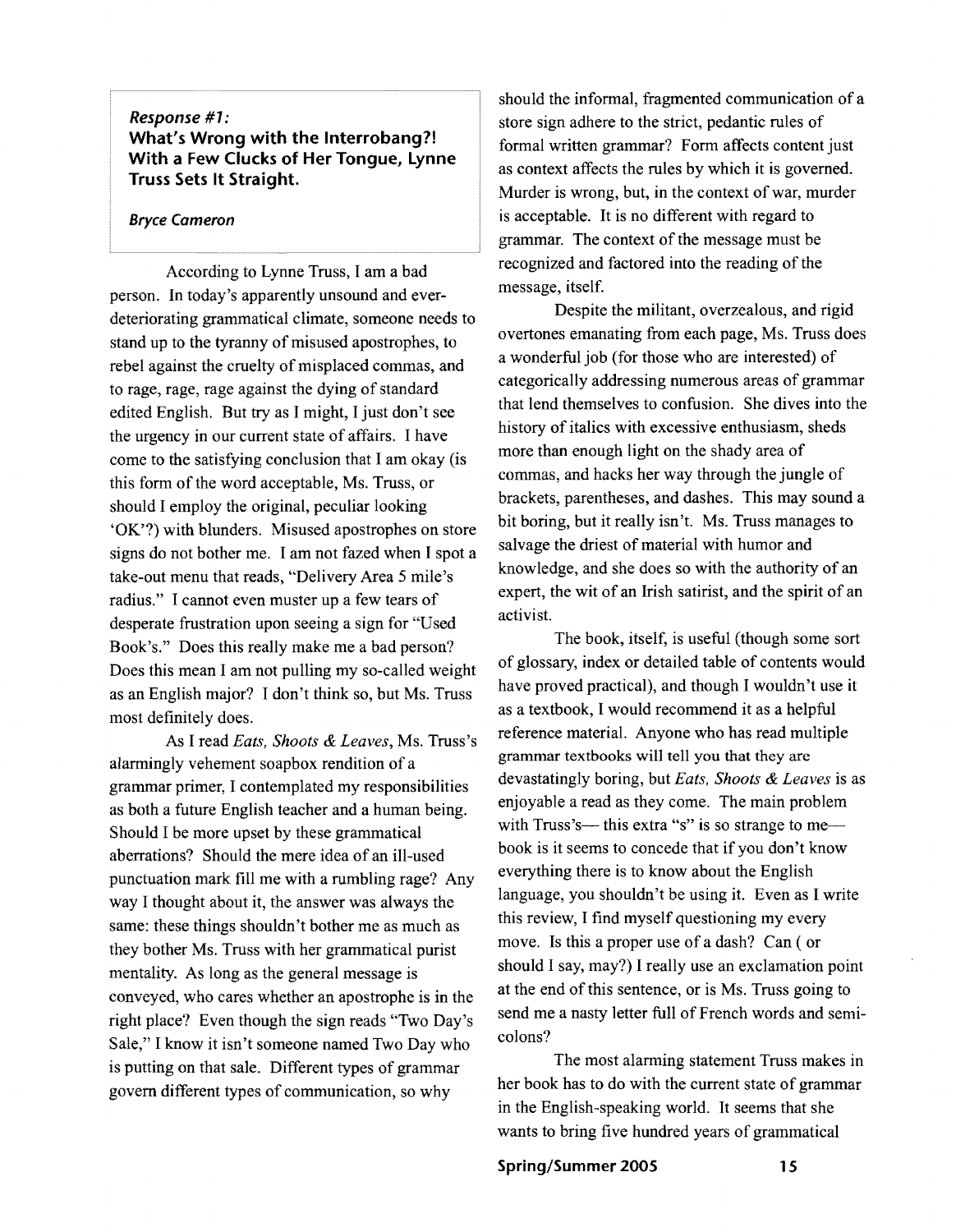*Response #1:*
**What's Wrong with the Interrobang?! With a Few Clucks of Her Tongue, Lynne Truss Sets It Straight.**

*Bryce Cameron*

According to Lynne Truss, I am a bad person. In today's apparently unsound and ever-deteriorating grammatical climate, someone needs to stand up to the tyranny of misused apostrophes, to rebel against the cruelty of misplaced commas, and to rage, rage, rage against the dying of standard edited English. But try as I might, I just don't see the urgency in our current state of affairs. I have come to the satisfying conclusion that I am okay (is this form of the word acceptable, Ms. Truss, or should I employ the original, peculiar looking 'OK'?) with blunders. Misused apostrophes on store signs do not bother me. I am not fazed when I spot a take-out menu that reads, "Delivery Area 5 mile's radius." I cannot even muster up a few tears of desperate frustration upon seeing a sign for "Used Book's." Does this really make me a bad person? Does this mean I am not pulling my so-called weight as an English major? I don't think so, but Ms. Truss most definitely does.

As I read *Eats, Shoots & Leaves*, Ms. Truss's alarmingly vehement soapbox rendition of a grammar primer, I contemplated my responsibilities as both a future English teacher and a human being. Should I be more upset by these grammatical aberrations? Should the mere idea of an ill-used punctuation mark fill me with a rumbling rage? Any way I thought about it, the answer was always the same: these things shouldn't bother me as much as they bother Ms. Truss with her grammatical purist mentality. As long as the general message is conveyed, who cares whether an apostrophe is in the right place? Even though the sign reads "Two Day's Sale," I know it isn't someone named Two Day who is putting on that sale. Different types of grammar govern different types of communication, so why should the informal, fragmented communication of a store sign adhere to the strict, pedantic rules of formal written grammar? Form affects content just as context affects the rules by which it is governed. Murder is wrong, but, in the context of war, murder is acceptable. It is no different with regard to grammar. The context of the message must be recognized and factored into the reading of the message, itself.

Despite the militant, overzealous, and rigid overtones emanating from each page, Ms. Truss does a wonderful job (for those who are interested) of categorically addressing numerous areas of grammar that lend themselves to confusion. She dives into the history of italics with excessive enthusiasm, sheds more than enough light on the shady area of commas, and hacks her way through the jungle of brackets, parentheses, and dashes. This may sound a bit boring, but it really isn't. Ms. Truss manages to salvage the driest of material with humor and knowledge, and she does so with the authority of an expert, the wit of an Irish satirist, and the spirit of an activist.

The book, itself, is useful (though some sort of glossary, index or detailed table of contents would have proved practical), and though I wouldn't use it as a textbook, I would recommend it as a helpful reference material. Anyone who has read multiple grammar textbooks will tell you that they are devastatingly boring, but *Eats, Shoots & Leaves* is as enjoyable a read as they come. The main problem with Truss's— this extra "s" is so strange to me— book is it seems to concede that if you don't know everything there is to know about the English language, you shouldn't be using it. Even as I write this review, I find myself questioning my every move. Is this a proper use of a dash? Can ( or should I say, may?) I really use an exclamation point at the end of this sentence, or is Ms. Truss going to send me a nasty letter full of French words and semi-colons?

The most alarming statement Truss makes in her book has to do with the current state of grammar in the English-speaking world. It seems that she wants to bring five hundred years of grammatical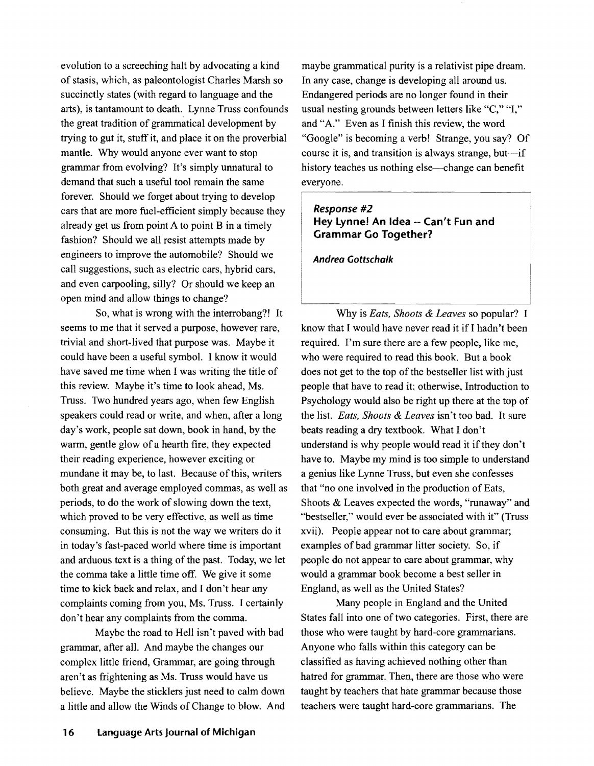evolution to a screeching halt by advocating a kind of stasis, which, as paleontologist Charles Marsh so succinctly states (with regard to language and the arts), is tantamount to death. Lynne Truss confounds the great tradition of grammatical development by trying to gut it, stuff it, and place it on the proverbial mantle. Why would anyone ever want to stop grammar from evolving? It's simply unnatural to demand that such a useful tool remain the same forever. Should we forget about trying to develop cars that are more fuel-efficient simply because they already get us from point A to point B in a timely fashion? Should we all resist attempts made by engineers to improve the automobile? Should we call suggestions, such as electric cars, hybrid cars, and even carpooling, silly? Or should we keep an open mind and allow things to change?

So, what is wrong with the interrobang?! It seems to me that it served a purpose, however rare, trivial and short-lived that purpose was. Maybe it could have been a useful symbol. I know it would have saved me time when I was writing the title of this review. Maybe it's time to look ahead, Ms. Truss. Two hundred years ago, when few English speakers could read or write, and when, after a long day's work, people sat down, book in hand, by the warm, gentle glow of a hearth fire, they expected their reading experience, however exciting or mundane it may be, to last. Because of this, writers both great and average employed commas, as well as periods, to do the work of slowing down the text, which proved to be very effective, as well as time consuming. But this is not the way we writers do it in today's fast-paced world where time is important and arduous text is a thing of the past. Today, we let the comma take a little time off. We give it some time to kick back and relax, and I don't hear any complaints coming from you, Ms. Truss. I certainly don't hear any complaints from the comma.

Maybe the road to Hell isn't paved with bad grammar, after all. And maybe the changes our complex little friend, Grammar, are going through aren't as frightening as Ms. Truss would have us believe. Maybe the sticklers just need to calm down a little and allow the Winds of Change to blow. And maybe grammatical purity is a relativist pipe dream. In any case, change is developing all around us. Endangered periods are no longer found in their usual nesting grounds between letters like "C," "I," and "A." Even as I finish this review, the word "Google" is becoming a verb! Strange, you say? Of course it is, and transition is always strange, but—if history teaches us nothing else—change can benefit everyone.

### *Response #2*
### Hey Lynne! An Idea -- Can't Fun and Grammar Go Together?

***Andrea Gottschalk***

Why is *Eats, Shoots & Leaves* so popular? I know that I would have never read it if I hadn't been required. I'm sure there are a few people, like me, who were required to read this book. But a book does not get to the top of the bestseller list with just people that have to read it; otherwise, Introduction to Psychology would also be right up there at the top of the list. *Eats, Shoots & Leaves* isn't too bad. It sure beats reading a dry textbook. What I don't understand is why people would read it if they don't have to. Maybe my mind is too simple to understand a genius like Lynne Truss, but even she confesses that "no one involved in the production of Eats, Shoots & Leaves expected the words, "runaway" and "bestseller," would ever be associated with it" (Truss xvii). People appear not to care about grammar; examples of bad grammar litter society. So, if people do not appear to care about grammar, why would a grammar book become a best seller in England, as well as the United States?

Many people in England and the United States fall into one of two categories. First, there are those who were taught by hard-core grammarians. Anyone who falls within this category can be classified as having achieved nothing other than hatred for grammar. Then, there are those who were taught by teachers that hate grammar because those teachers were taught hard-core grammarians. The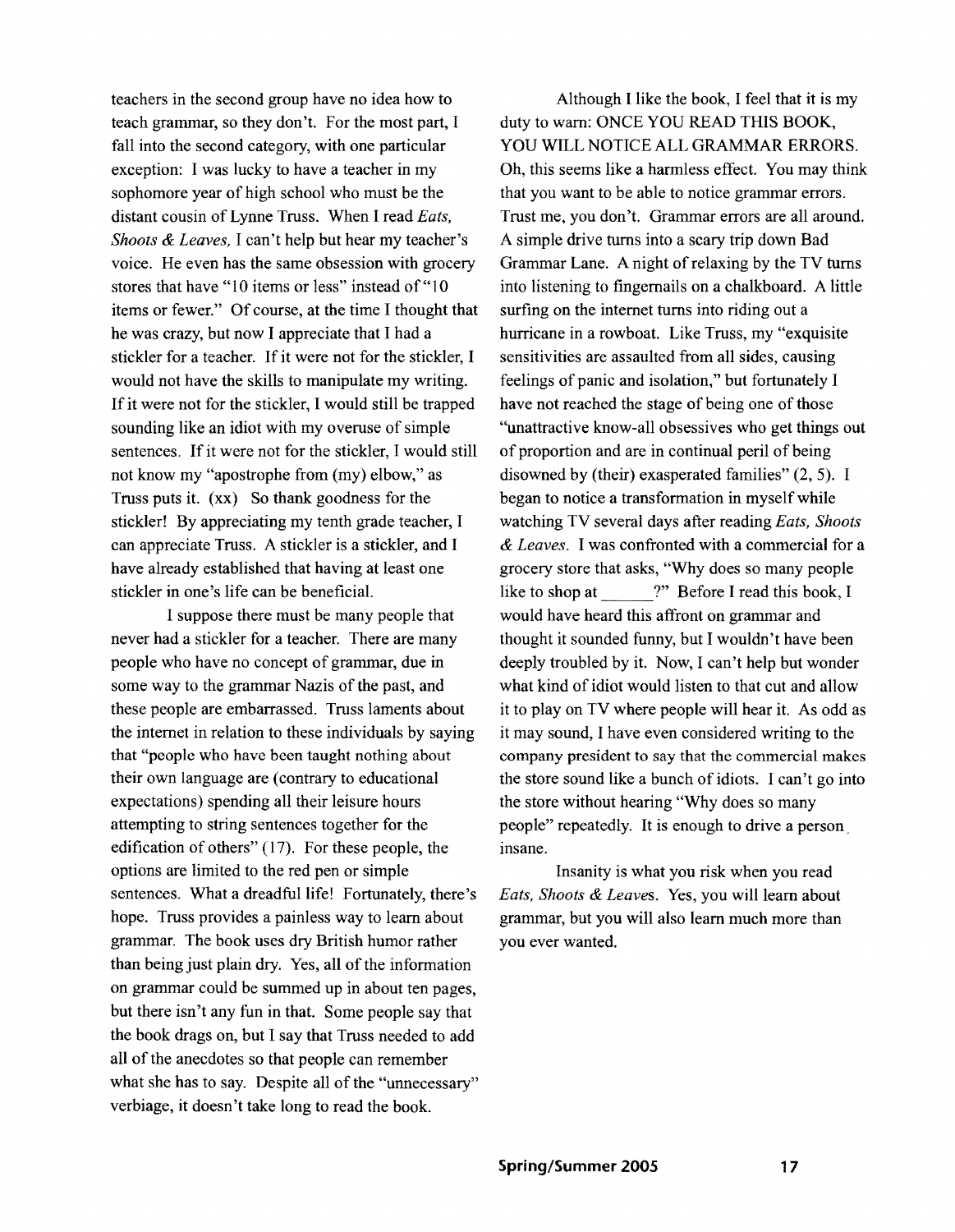teachers in the second group have no idea how to teach grammar, so they don't. For the most part, I fall into the second category, with one particular exception: I was lucky to have a teacher in my sophomore year of high school who must be the distant cousin of Lynne Truss. When I read *Eats, Shoots & Leaves,* I can't help but hear my teacher's voice. He even has the same obsession with grocery stores that have "10 items or less" instead of "10 items or fewer." Of course, at the time I thought that he was crazy, but now I appreciate that I had a stickler for a teacher. If it were not for the stickler, I would not have the skills to manipulate my writing. If it were not for the stickler, I would still be trapped sounding like an idiot with my overuse of simple sentences. If it were not for the stickler, I would still not know my "apostrophe from (my) elbow," as Truss puts it. (xx) So thank goodness for the stickler! By appreciating my tenth grade teacher, I can appreciate Truss. A stickler is a stickler, and I have already established that having at least one stickler in one's life can be beneficial.

I suppose there must be many people that never had a stickler for a teacher. There are many people who have no concept of grammar, due in some way to the grammar Nazis of the past, and these people are embarrassed. Truss laments about the internet in relation to these individuals by saying that "people who have been taught nothing about their own language are (contrary to educational expectations) spending all their leisure hours attempting to string sentences together for the edification of others" (17). For these people, the options are limited to the red pen or simple sentences. What a dreadful life! Fortunately, there's hope. Truss provides a painless way to learn about grammar. The book uses dry British humor rather than being just plain dry. Yes, all of the information on grammar could be summed up in about ten pages, but there isn't any fun in that. Some people say that the book drags on, but I say that Truss needed to add all of the anecdotes so that people can remember what she has to say. Despite all of the "unnecessary" verbiage, it doesn't take long to read the book.

Although I like the book, I feel that it is my duty to warn: ONCE YOU READ THIS BOOK, YOU WILL NOTICE ALL GRAMMAR ERRORS. Oh, this seems like a harmless effect. You may think that you want to be able to notice grammar errors. Trust me, you don't. Grammar errors are all around. A simple drive turns into a scary trip down Bad Grammar Lane. A night of relaxing by the TV turns into listening to fingernails on a chalkboard. A little surfing on the internet turns into riding out a hurricane in a rowboat. Like Truss, my "exquisite sensitivities are assaulted from all sides, causing feelings of panic and isolation," but fortunately I have not reached the stage of being one of those "unattractive know-all obsessives who get things out of proportion and are in continual peril of being disowned by (their) exasperated families" (2, 5). I began to notice a transformation in myself while watching TV several days after reading *Eats, Shoots & Leaves*. I was confronted with a commercial for a grocery store that asks, "Why does so many people like to shop at ______?" Before I read this book, I would have heard this affront on grammar and thought it sounded funny, but I wouldn't have been deeply troubled by it. Now, I can't help but wonder what kind of idiot would listen to that cut and allow it to play on TV where people will hear it. As odd as it may sound, I have even considered writing to the company president to say that the commercial makes the store sound like a bunch of idiots. I can't go into the store without hearing "Why does so many people" repeatedly. It is enough to drive a person insane.

Insanity is what you risk when you read *Eats, Shoots & Leaves*. Yes, you will learn about grammar, but you will also learn much more than you ever wanted.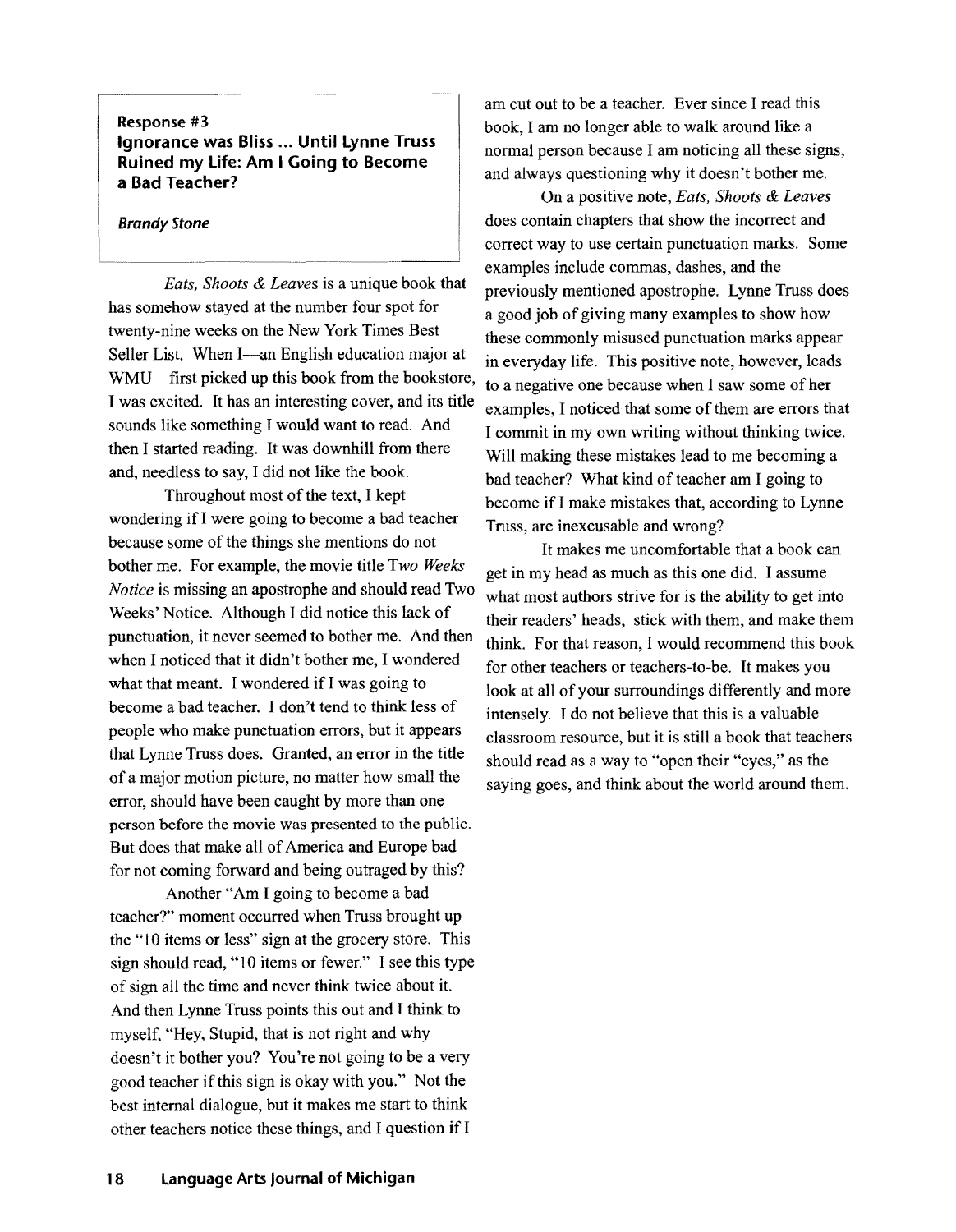**Response #3**

## Ignorance was Bliss ... Until Lynne Truss Ruined my Life: Am I Going to Become a Bad Teacher?

***Brandy Stone***

*Eats, Shoots & Leaves* is a unique book that has somehow stayed at the number four spot for twenty-nine weeks on the New York Times Best Seller List. When I—an English education major at WMU—first picked up this book from the bookstore, I was excited. It has an interesting cover, and its title sounds like something I would want to read. And then I started reading. It was downhill from there and, needless to say, I did not like the book.

Throughout most of the text, I kept wondering if I were going to become a bad teacher because some of the things she mentions do not bother me. For example, the movie title T*wo Weeks Notice* is missing an apostrophe and should read Two Weeks' Notice. Although I did notice this lack of punctuation, it never seemed to bother me. And then when I noticed that it didn't bother me, I wondered what that meant. I wondered if I was going to become a bad teacher. I don't tend to think less of people who make punctuation errors, but it appears that Lynne Truss does. Granted, an error in the title of a major motion picture, no matter how small the error, should have been caught by more than one person before the movie was presented to the public. But does that make all of America and Europe bad for not coming forward and being outraged by this?

Another "Am I going to become a bad teacher?" moment occurred when Truss brought up the "10 items or less" sign at the grocery store. This sign should read, "10 items or fewer." I see this type of sign all the time and never think twice about it. And then Lynne Truss points this out and I think to myself, "Hey, Stupid, that is not right and why doesn't it bother you? You're not going to be a very good teacher if this sign is okay with you." Not the best internal dialogue, but it makes me start to think other teachers notice these things, and I question if I am cut out to be a teacher. Ever since I read this book, I am no longer able to walk around like a normal person because I am noticing all these signs, and always questioning why it doesn't bother me.

On a positive note, *Eats, Shoots & Leaves* does contain chapters that show the incorrect and correct way to use certain punctuation marks. Some examples include commas, dashes, and the previously mentioned apostrophe. Lynne Truss does a good job of giving many examples to show how these commonly misused punctuation marks appear in everyday life. This positive note, however, leads to a negative one because when I saw some of her examples, I noticed that some of them are errors that I commit in my own writing without thinking twice. Will making these mistakes lead to me becoming a bad teacher? What kind of teacher am I going to become if I make mistakes that, according to Lynne Truss, are inexcusable and wrong?

It makes me uncomfortable that a book can get in my head as much as this one did. I assume what most authors strive for is the ability to get into their readers' heads, stick with them, and make them think. For that reason, I would recommend this book for other teachers or teachers-to-be. It makes you look at all of your surroundings differently and more intensely. I do not believe that this is a valuable classroom resource, but it is still a book that teachers should read as a way to "open their "eyes," as the saying goes, and think about the world around them.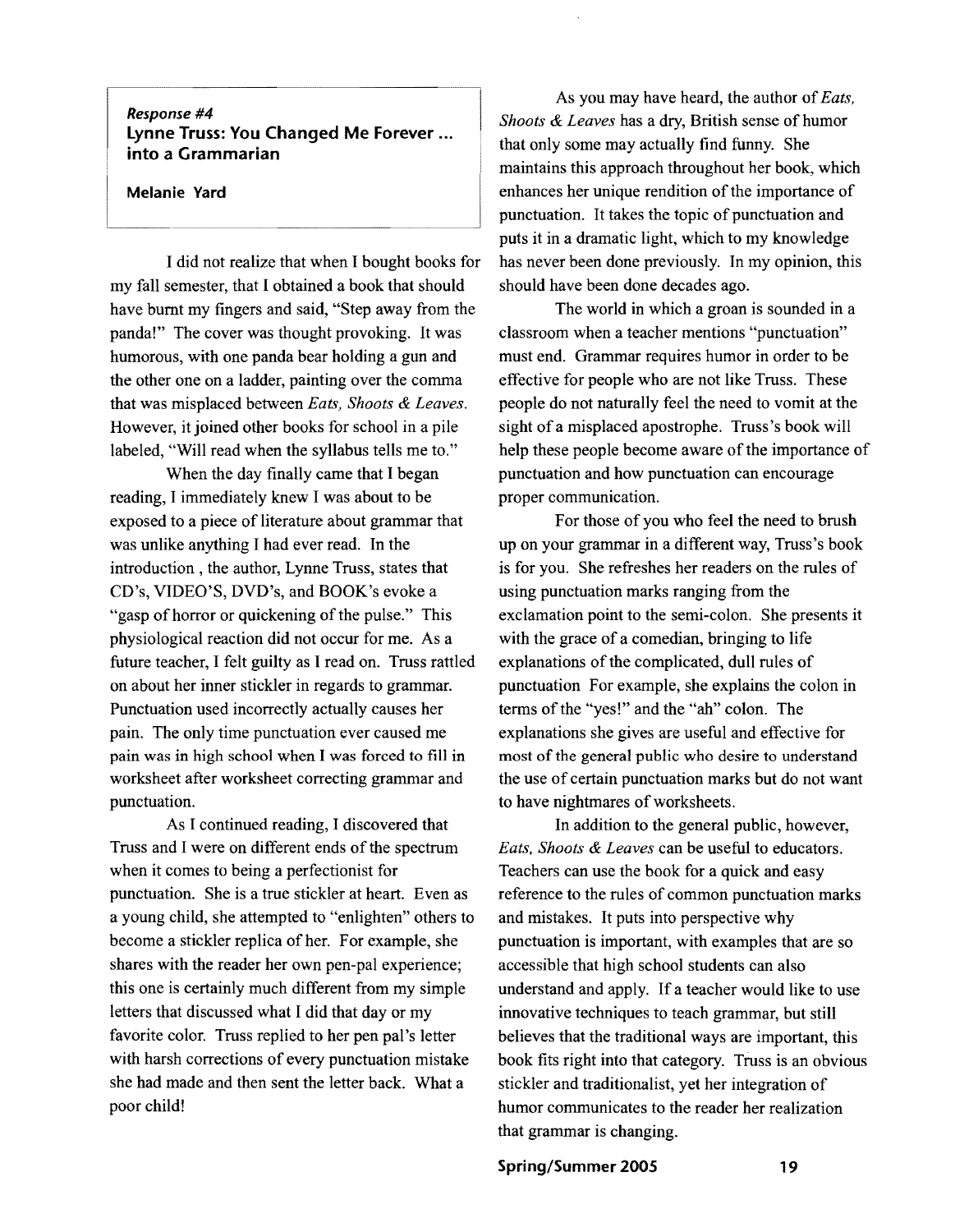*Response #4*

**Lynne Truss: You Changed Me Forever ... into a Grammarian**

**Melanie Yard**

I did not realize that when I bought books for my fall semester, that I obtained a book that should have burnt my fingers and said, "Step away from the panda!" The cover was thought provoking. It was humorous, with one panda bear holding a gun and the other one on a ladder, painting over the comma that was misplaced between *Eats, Shoots & Leaves*. However, it joined other books for school in a pile labeled, "Will read when the syllabus tells me to."

When the day finally came that I began reading, I immediately knew I was about to be exposed to a piece of literature about grammar that was unlike anything I had ever read. In the introduction , the author, Lynne Truss, states that CD's, VIDEO'S, DVD's, and BOOK's evoke a "gasp of horror or quickening of the pulse." This physiological reaction did not occur for me. As a future teacher, I felt guilty as I read on. Truss rattled on about her inner stickler in regards to grammar. Punctuation used incorrectly actually causes her pain. The only time punctuation ever caused me pain was in high school when I was forced to fill in worksheet after worksheet correcting grammar and punctuation.

As I continued reading, I discovered that Truss and I were on different ends of the spectrum when it comes to being a perfectionist for punctuation. She is a true stickler at heart. Even as a young child, she attempted to "enlighten" others to become a stickler replica of her. For example, she shares with the reader her own pen-pal experience; this one is certainly much different from my simple letters that discussed what I did that day or my favorite color. Truss replied to her pen pal's letter with harsh corrections of every punctuation mistake she had made and then sent the letter back. What a poor child!

As you may have heard, the author of *Eats, Shoots & Leaves* has a dry, British sense of humor that only some may actually find funny. She maintains this approach throughout her book, which enhances her unique rendition of the importance of punctuation. It takes the topic of punctuation and puts it in a dramatic light, which to my knowledge has never been done previously. In my opinion, this should have been done decades ago.

The world in which a groan is sounded in a classroom when a teacher mentions "punctuation" must end. Grammar requires humor in order to be effective for people who are not like Truss. These people do not naturally feel the need to vomit at the sight of a misplaced apostrophe. Truss's book will help these people become aware of the importance of punctuation and how punctuation can encourage proper communication.

For those of you who feel the need to brush up on your grammar in a different way, Truss's book is for you. She refreshes her readers on the rules of using punctuation marks ranging from the exclamation point to the semi-colon. She presents it with the grace of a comedian, bringing to life explanations of the complicated, dull rules of punctuation For example, she explains the colon in terms of the "yes!" and the "ah" colon. The explanations she gives are useful and effective for most of the general public who desire to understand the use of certain punctuation marks but do not want to have nightmares of worksheets.

In addition to the general public, however, *Eats, Shoots & Leaves* can be useful to educators. Teachers can use the book for a quick and easy reference to the rules of common punctuation marks and mistakes. It puts into perspective why punctuation is important, with examples that are so accessible that high school students can also understand and apply. If a teacher would like to use innovative techniques to teach grammar, but still believes that the traditional ways are important, this book fits right into that category. Truss is an obvious stickler and traditionalist, yet her integration of humor communicates to the reader her realization that grammar is changing.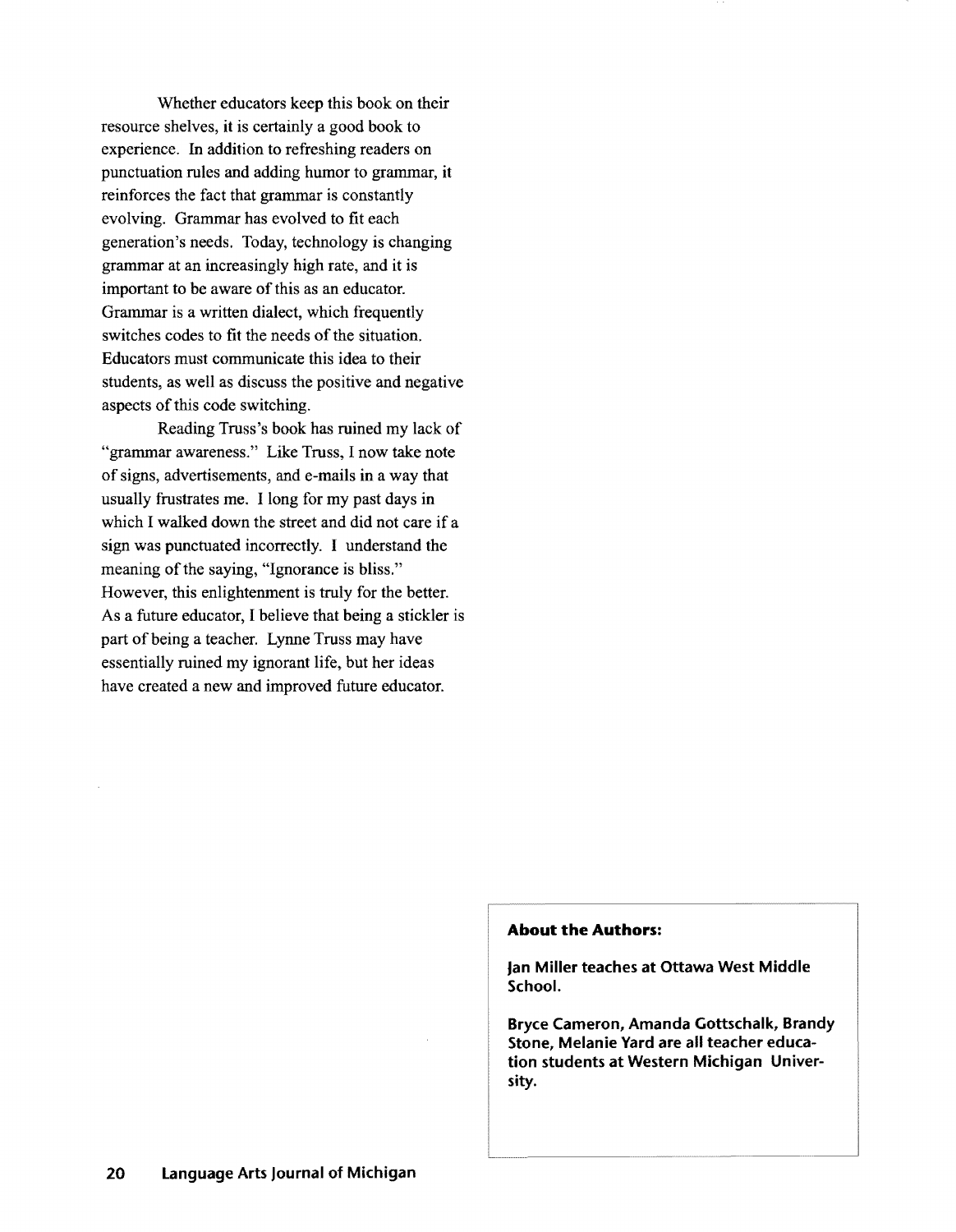Whether educators keep this book on their resource shelves, it is certainly a good book to experience. In addition to refreshing readers on punctuation rules and adding humor to grammar, it reinforces the fact that grammar is constantly evolving. Grammar has evolved to fit each generation's needs. Today, technology is changing grammar at an increasingly high rate, and it is important to be aware of this as an educator. Grammar is a written dialect, which frequently switches codes to fit the needs of the situation. Educators must communicate this idea to their students, as well as discuss the positive and negative aspects of this code switching.

Reading Truss's book has ruined my lack of "grammar awareness." Like Truss, I now take note of signs, advertisements, and e-mails in a way that usually frustrates me. I long for my past days in which I walked down the street and did not care if a sign was punctuated incorrectly. I understand the meaning of the saying, "Ignorance is bliss." However, this enlightenment is truly for the better. As a future educator, I believe that being a stickler is part of being a teacher. Lynne Truss may have essentially ruined my ignorant life, but her ideas have created a new and improved future educator.

**About the Authors:**

**Jan Miller teaches at Ottawa West Middle School.**

**Bryce Cameron, Amanda Gottschalk, Brandy Stone, Melanie Yard are all teacher education students at Western Michigan University.**